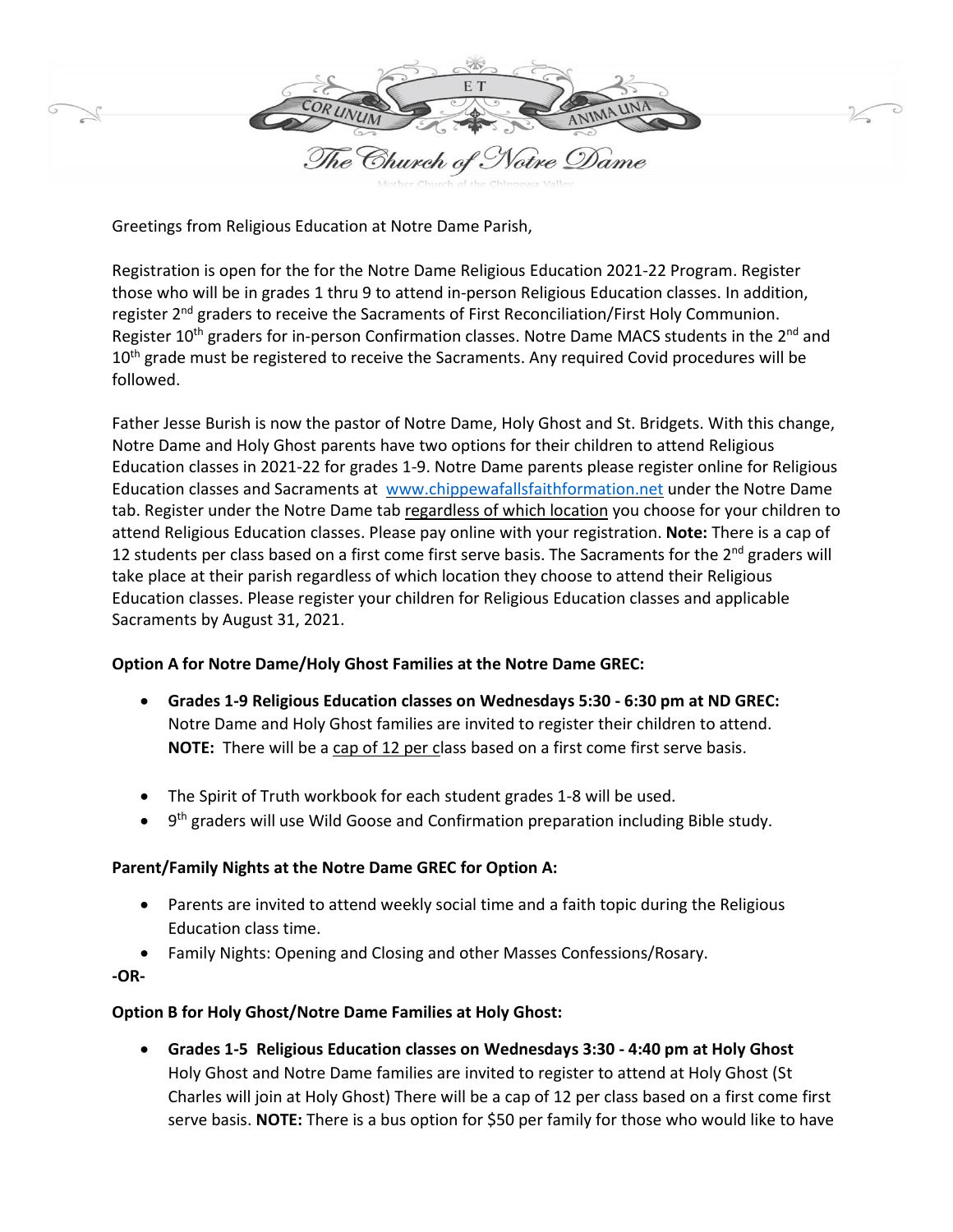# The Church of Notre Dame

Greetings from Religious Education at Notre Dame Parish,

Registration is open for the for the Notre Dame Religious Education 2021-22 Program. Register those who will be in grades 1 thru 9 to attend in-person Religious Education classes. In addition, register 2nd graders to receive the Sacraments of First Reconciliation/First Holy Communion. Register 10th graders for in-person Confirmation classes. Notre Dame MACS students in the 2nd and 10th grade must be registered to receive the Sacraments. Any required Covid procedures will be followed.

Father Jesse Burish is now the pastor of Notre Dame, Holy Ghost and St. Bridgets. With this change, Notre Dame and Holy Ghost parents have two options for their children to attend Religious Education classes in 2021-22 for grades 1-9. Notre Dame parents please register online for Religious Education classes and Sacraments at [www.chippewafallsfaithformation.net](www.chippewafallsfaithformation.net) under the Notre Dame tab. Register under the Notre Dame tab regardless of which location you choose for your children to attend Religious Education classes. Please pay online with your registration. **Note:** There is a cap of 12 students per class based on a first come first serve basis. The Sacraments for the 2nd graders will take place at their parish regardless of which location they choose to attend their Religious Education classes. Please register your children for Religious Education classes and applicable Sacraments by August 31, 2021.

**Option A for Notre Dame/Holy Ghost Families at the Notre Dame GREC:**

- **Grades 1-9 Religious Education classes on Wednesdays 5:30 - 6:30 pm at ND GREC:** Notre Dame and Holy Ghost families are invited to register their children to attend. **NOTE:** There will be a cap of 12 per class based on a first come first serve basis.

- The Spirit of Truth workbook for each student grades 1-8 will be used.
- 9th graders will use Wild Goose and Confirmation preparation including Bible study.

**Parent/Family Nights at the Notre Dame GREC for Option A:**

- Parents are invited to attend weekly social time and a faith topic during the Religious Education class time.
- Family Nights: Opening and Closing and other Masses Confessions/Rosary.

**-OR-**

**Option B for Holy Ghost/Notre Dame Families at Holy Ghost:**

- **Grades 1-5 Religious Education classes on Wednesdays 3:30 - 4:40 pm at Holy Ghost** Holy Ghost and Notre Dame families are invited to register to attend at Holy Ghost (St Charles will join at Holy Ghost) There will be a cap of 12 per class based on a first come first serve basis. **NOTE:** There is a bus option for $50 per family for those who would like to have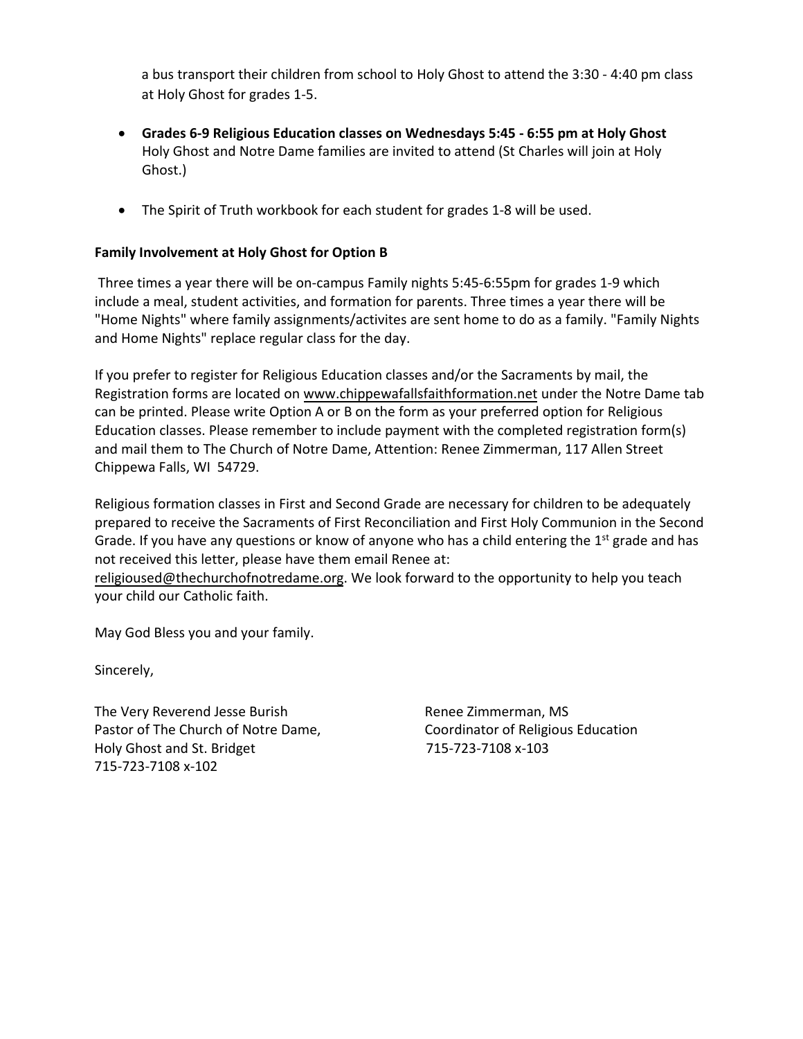a bus transport their children from school to Holy Ghost to attend the 3:30 - 4:40 pm class at Holy Ghost for grades 1-5.

- **Grades 6-9 Religious Education classes on Wednesdays 5:45 - 6:55 pm at Holy Ghost** Holy Ghost and Notre Dame families are invited to attend (St Charles will join at Holy Ghost.)

- The Spirit of Truth workbook for each student for grades 1-8 will be used.

**Family Involvement at Holy Ghost for Option B**

Three times a year there will be on-campus Family nights 5:45-6:55pm for grades 1-9 which include a meal, student activities, and formation for parents. Three times a year there will be "Home Nights" where family assignments/activites are sent home to do as a family. "Family Nights and Home Nights" replace regular class for the day.

If you prefer to register for Religious Education classes and/or the Sacraments by mail, the Registration forms are located on www.chippewafallsfaithformation.net under the Notre Dame tab can be printed. Please write Option A or B on the form as your preferred option for Religious Education classes. Please remember to include payment with the completed registration form(s) and mail them to The Church of Notre Dame, Attention: Renee Zimmerman, 117 Allen Street Chippewa Falls, WI 54729.

Religious formation classes in First and Second Grade are necessary for children to be adequately prepared to receive the Sacraments of First Reconciliation and First Holy Communion in the Second Grade. If you have any questions or know of anyone who has a child entering the 1st grade and has not received this letter, please have them email Renee at: religioused@thechurchofnotredame.org. We look forward to the opportunity to help you teach your child our Catholic faith.

May God Bless you and your family.

Sincerely,

The Very Reverend Jesse Burish
Pastor of The Church of Notre Dame,
Holy Ghost and St. Bridget
715-723-7108 x-102

Renee Zimmerman, MS
Coordinator of Religious Education
715-723-7108 x-103